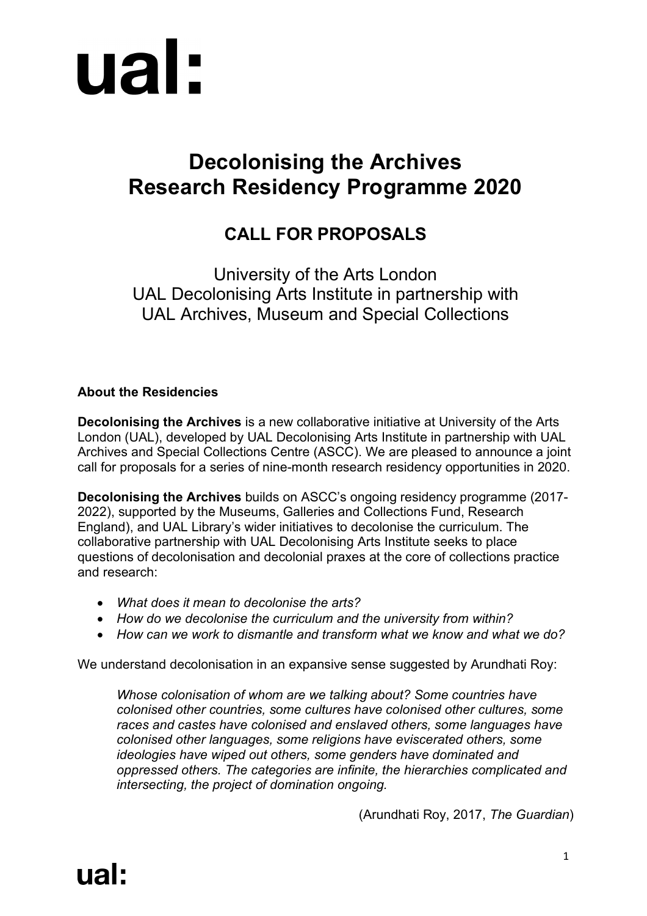# Decolonising the Archives Research Residency Programme 2020

## CALL FOR PROPOSALS

University of the Arts London
UAL Decolonising Arts Institute in partnership with
UAL Archives, Museum and Special Collections

**About the Residencies**

**Decolonising the Archives** is a new collaborative initiative at University of the Arts London (UAL), developed by UAL Decolonising Arts Institute in partnership with UAL Archives and Special Collections Centre (ASCC). We are pleased to announce a joint call for proposals for a series of nine-month research residency opportunities in 2020.

**Decolonising the Archives** builds on ASCC's ongoing residency programme (2017-2022), supported by the Museums, Galleries and Collections Fund, Research England), and UAL Library's wider initiatives to decolonise the curriculum. The collaborative partnership with UAL Decolonising Arts Institute seeks to place questions of decolonisation and decolonial praxes at the core of collections practice and research:

- *What does it mean to decolonise the arts?*
- *How do we decolonise the curriculum and the university from within?*
- *How can we work to dismantle and transform what we know and what we do?*

We understand decolonisation in an expansive sense suggested by Arundhati Roy:

> *Whose colonisation of whom are we talking about? Some countries have colonised other countries, some cultures have colonised other cultures, some races and castes have colonised and enslaved others, some languages have colonised other languages, some religions have eviscerated others, some ideologies have wiped out others, some genders have dominated and oppressed others. The categories are infinite, the hierarchies complicated and intersecting, the project of domination ongoing.*

(Arundhati Roy, 2017, *The Guardian*)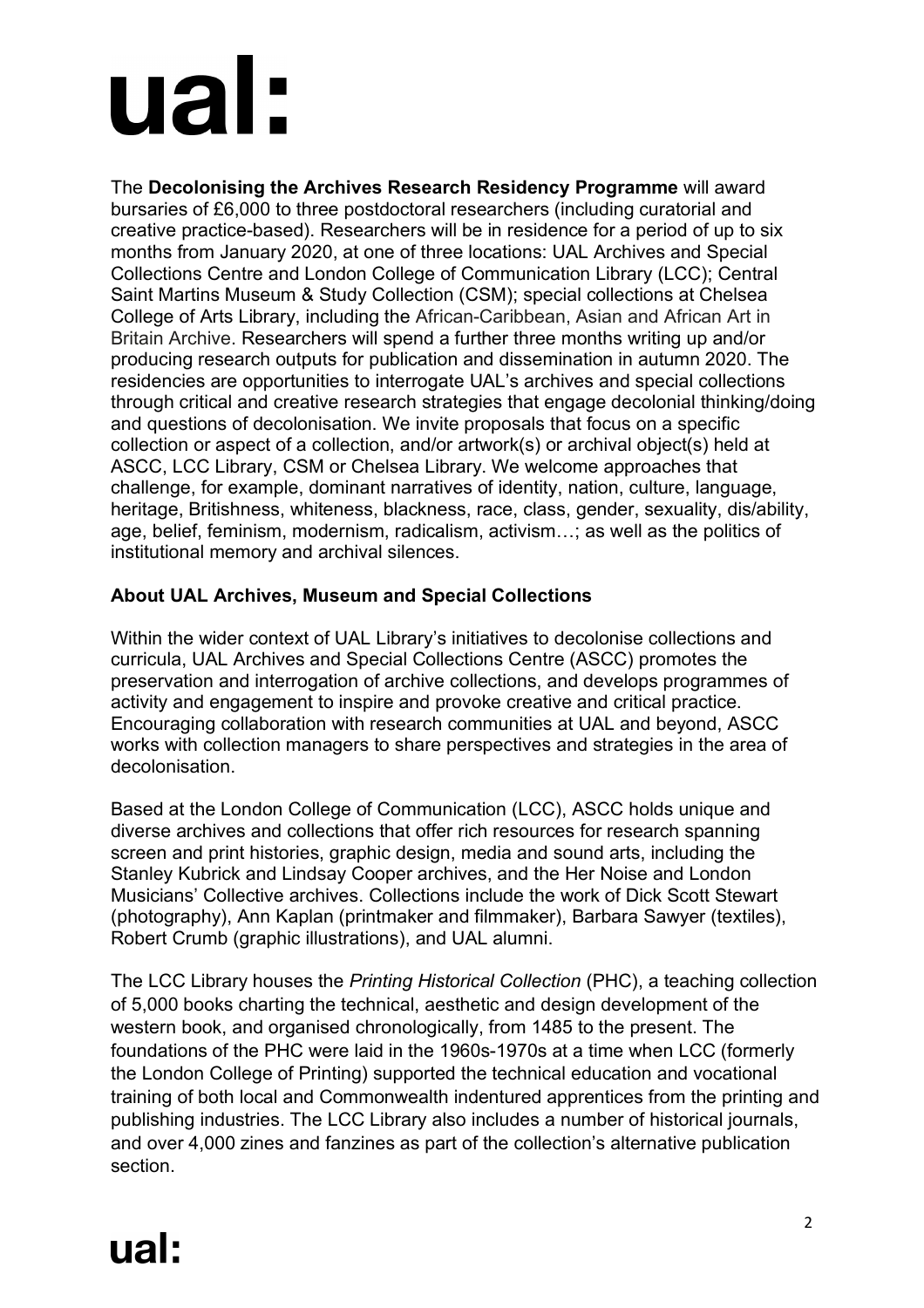The **Decolonising the Archives Research Residency Programme** will award bursaries of £6,000 to three postdoctoral researchers (including curatorial and creative practice-based). Researchers will be in residence for a period of up to six months from January 2020, at one of three locations: UAL Archives and Special Collections Centre and London College of Communication Library (LCC); Central Saint Martins Museum & Study Collection (CSM); special collections at Chelsea College of Arts Library, including the African-Caribbean, Asian and African Art in Britain Archive. Researchers will spend a further three months writing up and/or producing research outputs for publication and dissemination in autumn 2020. The residencies are opportunities to interrogate UAL's archives and special collections through critical and creative research strategies that engage decolonial thinking/doing and questions of decolonisation. We invite proposals that focus on a specific collection or aspect of a collection, and/or artwork(s) or archival object(s) held at ASCC, LCC Library, CSM or Chelsea Library. We welcome approaches that challenge, for example, dominant narratives of identity, nation, culture, language, heritage, Britishness, whiteness, blackness, race, class, gender, sexuality, dis/ability, age, belief, feminism, modernism, radicalism, activism…; as well as the politics of institutional memory and archival silences.

### About UAL Archives, Museum and Special Collections

Within the wider context of UAL Library's initiatives to decolonise collections and curricula, UAL Archives and Special Collections Centre (ASCC) promotes the preservation and interrogation of archive collections, and develops programmes of activity and engagement to inspire and provoke creative and critical practice. Encouraging collaboration with research communities at UAL and beyond, ASCC works with collection managers to share perspectives and strategies in the area of decolonisation.

Based at the London College of Communication (LCC), ASCC holds unique and diverse archives and collections that offer rich resources for research spanning screen and print histories, graphic design, media and sound arts, including the Stanley Kubrick and Lindsay Cooper archives, and the Her Noise and London Musicians' Collective archives. Collections include the work of Dick Scott Stewart (photography), Ann Kaplan (printmaker and filmmaker), Barbara Sawyer (textiles), Robert Crumb (graphic illustrations), and UAL alumni.

The LCC Library houses the *Printing Historical Collection* (PHC), a teaching collection of 5,000 books charting the technical, aesthetic and design development of the western book, and organised chronologically, from 1485 to the present. The foundations of the PHC were laid in the 1960s-1970s at a time when LCC (formerly the London College of Printing) supported the technical education and vocational training of both local and Commonwealth indentured apprentices from the printing and publishing industries. The LCC Library also includes a number of historical journals, and over 4,000 zines and fanzines as part of the collection's alternative publication section.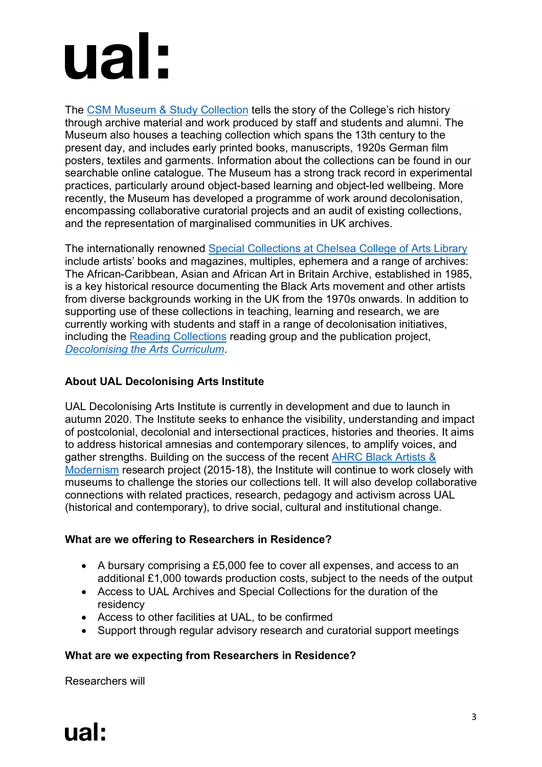The [CSM Museum & Study Collection]() tells the story of the College's rich history through archive material and work produced by staff and students and alumni. The Museum also houses a teaching collection which spans the 13th century to the present day, and includes early printed books, manuscripts, 1920s German film posters, textiles and garments. Information about the collections can be found in our searchable online catalogue. The Museum has a strong track record in experimental practices, particularly around object-based learning and object-led wellbeing. More recently, the Museum has developed a programme of work around decolonisation, encompassing collaborative curatorial projects and an audit of existing collections, and the representation of marginalised communities in UK archives.

The internationally renowned [Special Collections at Chelsea College of Arts Library]() include artists' books and magazines, multiples, ephemera and a range of archives: The African-Caribbean, Asian and African Art in Britain Archive, established in 1985, is a key historical resource documenting the Black Arts movement and other artists from diverse backgrounds working in the UK from the 1970s onwards. In addition to supporting use of these collections in teaching, learning and research, we are currently working with students and staff in a range of decolonisation initiatives, including the [Reading Collections]() reading group and the publication project, [*Decolonising the Arts Curriculum*]().

### About UAL Decolonising Arts Institute

UAL Decolonising Arts Institute is currently in development and due to launch in autumn 2020. The Institute seeks to enhance the visibility, understanding and impact of postcolonial, decolonial and intersectional practices, histories and theories. It aims to address historical amnesias and contemporary silences, to amplify voices, and gather strengths. Building on the success of the recent [AHRC Black Artists & Modernism]() research project (2015-18), the Institute will continue to work closely with museums to challenge the stories our collections tell. It will also develop collaborative connections with related practices, research, pedagogy and activism across UAL (historical and contemporary), to drive social, cultural and institutional change.

### What are we offering to Researchers in Residence?

- A bursary comprising a £5,000 fee to cover all expenses, and access to an additional £1,000 towards production costs, subject to the needs of the output
- Access to UAL Archives and Special Collections for the duration of the residency
- Access to other facilities at UAL, to be confirmed
- Support through regular advisory research and curatorial support meetings

### What are we expecting from Researchers in Residence?

Researchers will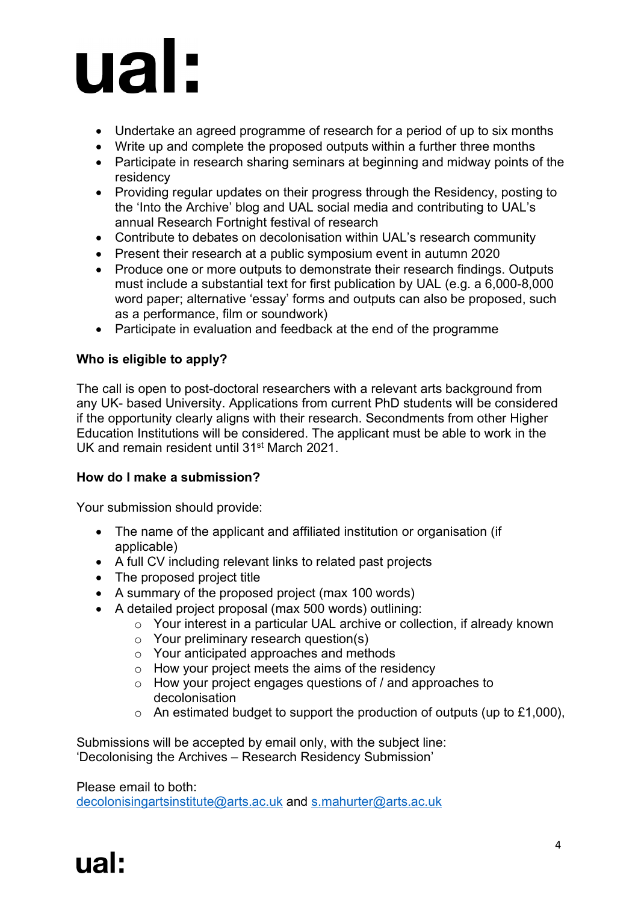- Undertake an agreed programme of research for a period of up to six months
- Write up and complete the proposed outputs within a further three months
- Participate in research sharing seminars at beginning and midway points of the residency
- Providing regular updates on their progress through the Residency, posting to the 'Into the Archive' blog and UAL social media and contributing to UAL's annual Research Fortnight festival of research
- Contribute to debates on decolonisation within UAL's research community
- Present their research at a public symposium event in autumn 2020
- Produce one or more outputs to demonstrate their research findings. Outputs must include a substantial text for first publication by UAL (e.g. a 6,000-8,000 word paper; alternative 'essay' forms and outputs can also be proposed, such as a performance, film or soundwork)
- Participate in evaluation and feedback at the end of the programme

**Who is eligible to apply?**

The call is open to post-doctoral researchers with a relevant arts background from any UK- based University. Applications from current PhD students will be considered if the opportunity clearly aligns with their research. Secondments from other Higher Education Institutions will be considered. The applicant must be able to work in the UK and remain resident until 31st March 2021.

**How do I make a submission?**

Your submission should provide:

- The name of the applicant and affiliated institution or organisation (if applicable)
- A full CV including relevant links to related past projects
- The proposed project title
- A summary of the proposed project (max 100 words)
- A detailed project proposal (max 500 words) outlining:
  - Your interest in a particular UAL archive or collection, if already known
  - Your preliminary research question(s)
  - Your anticipated approaches and methods
  - How your project meets the aims of the residency
  - How your project engages questions of / and approaches to decolonisation
  - An estimated budget to support the production of outputs (up to £1,000),

Submissions will be accepted by email only, with the subject line:
'Decolonising the Archives – Research Residency Submission'

Please email to both:
decolonisingartsinstitute@arts.ac.uk and s.mahurter@arts.ac.uk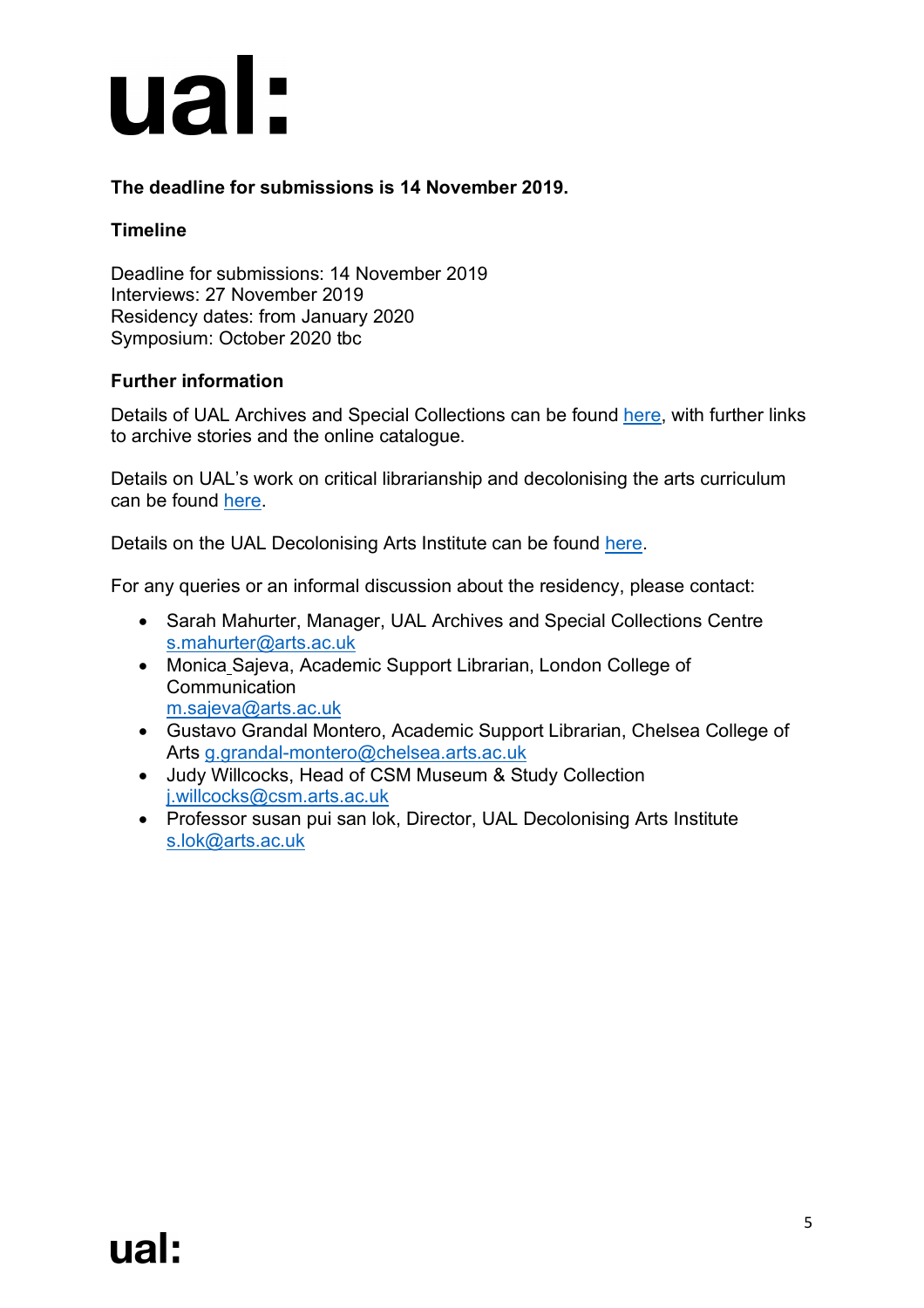**The deadline for submissions is 14 November 2019.**

**Timeline**

Deadline for submissions: 14 November 2019
Interviews: 27 November 2019
Residency dates: from January 2020
Symposium: October 2020 tbc

**Further information**

Details of UAL Archives and Special Collections can be found here, with further links to archive stories and the online catalogue.

Details on UAL's work on critical librarianship and decolonising the arts curriculum can be found here.

Details on the UAL Decolonising Arts Institute can be found here.

For any queries or an informal discussion about the residency, please contact:

- Sarah Mahurter, Manager, UAL Archives and Special Collections Centre s.mahurter@arts.ac.uk
- Monica Sajeva, Academic Support Librarian, London College of Communication m.sajeva@arts.ac.uk
- Gustavo Grandal Montero, Academic Support Librarian, Chelsea College of Arts g.grandal-montero@chelsea.arts.ac.uk
- Judy Willcocks, Head of CSM Museum & Study Collection j.willcocks@csm.arts.ac.uk
- Professor susan pui san lok, Director, UAL Decolonising Arts Institute s.lok@arts.ac.uk